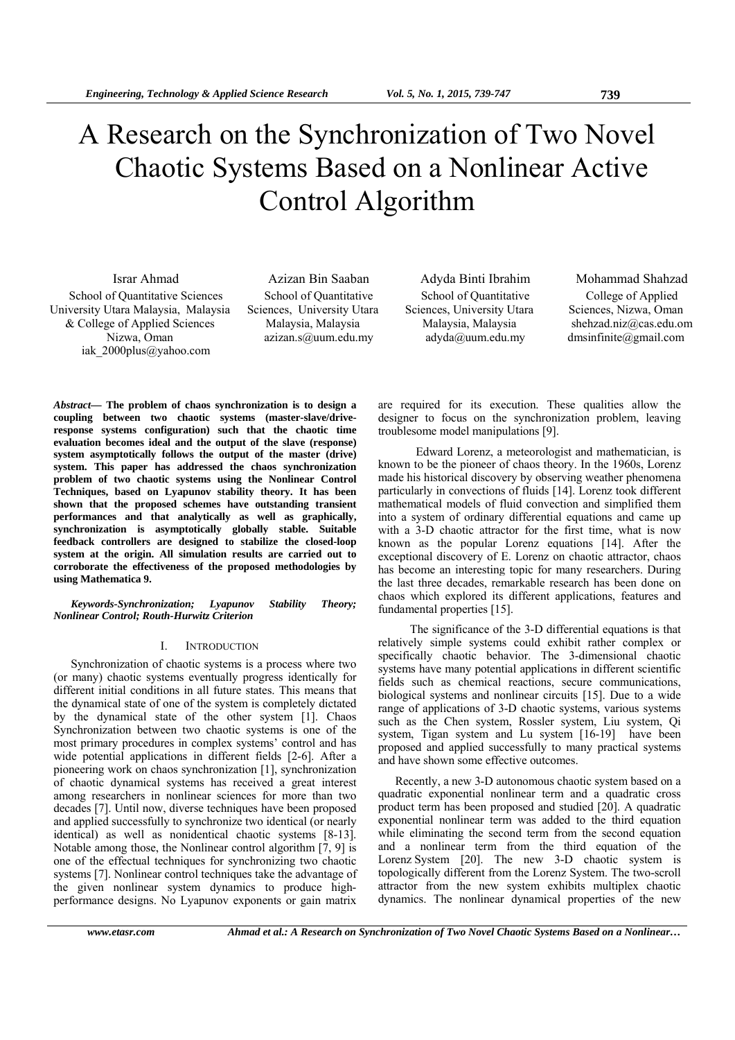# A Research on the Synchronization of Two Novel Chaotic Systems Based on a Nonlinear Active Control Algorithm

**Israr Ahmad**
School of Quantitative Sciences
University Utara Malaysia, Malaysia
& College of Applied Sciences
Nizwa, Oman
iak_2000plus@yahoo.com

**Azizan Bin Saaban**
School of Quantitative
Sciences, University Utara
Malaysia, Malaysia
azizan.s@uum.edu.my

**Adyda Binti Ibrahim**
School of Quantitative
Sciences, University Utara
Malaysia, Malaysia
adyda@uum.edu.my

**Mohammad Shahzad**
College of Applied
Sciences, Nizwa, Oman
shehzad.niz@cas.edu.om
dmsinfinite@gmail.com

***Abstract*— The problem of chaos synchronization is to design a coupling between two chaotic systems (master-slave/drive-response systems configuration) such that the chaotic time evaluation becomes ideal and the output of the slave (response) system asymptotically follows the output of the master (drive) system. This paper has addressed the chaos synchronization problem of two chaotic systems using the Nonlinear Control Techniques, based on Lyapunov stability theory. It has been shown that the proposed schemes have outstanding transient performances and that analytically as well as graphically, synchronization is asymptotically globally stable. Suitable feedback controllers are designed to stabilize the closed-loop system at the origin. All simulation results are carried out to corroborate the effectiveness of the proposed methodologies by using Mathematica 9.**

***Keywords-Synchronization; Lyapunov Stability Theory; Nonlinear Control; Routh-Hurwitz Criterion***

## I. Introduction

Synchronization of chaotic systems is a process where two (or many) chaotic systems eventually progress identically for different initial conditions in all future states. This means that the dynamical state of one of the system is completely dictated by the dynamical state of the other system [1]. Chaos Synchronization between two chaotic systems is one of the most primary procedures in complex systems' control and has wide potential applications in different fields [2-6]. After a pioneering work on chaos synchronization [1], synchronization of chaotic dynamical systems has received a great interest among researchers in nonlinear sciences for more than two decades [7]. Until now, diverse techniques have been proposed and applied successfully to synchronize two identical (or nearly identical) as well as nonidentical chaotic systems [8-13]. Notable among those, the Nonlinear control algorithm [7, 9] is one of the effectual techniques for synchronizing two chaotic systems [7]. Nonlinear control techniques take the advantage of the given nonlinear system dynamics to produce high-performance designs. No Lyapunov exponents or gain matrix are required for its execution. These qualities allow the designer to focus on the synchronization problem, leaving troublesome model manipulations [9].

Edward Lorenz, a meteorologist and mathematician, is known to be the pioneer of chaos theory. In the 1960s, Lorenz made his historical discovery by observing weather phenomena particularly in convections of fluids [14]. Lorenz took different mathematical models of fluid convection and simplified them into a system of ordinary differential equations and came up with a 3-D chaotic attractor for the first time, what is now known as the popular Lorenz equations [14]. After the exceptional discovery of E. Lorenz on chaotic attractor, chaos has become an interesting topic for many researchers. During the last three decades, remarkable research has been done on chaos which explored its different applications, features and fundamental properties [15].

The significance of the 3-D differential equations is that relatively simple systems could exhibit rather complex or specifically chaotic behavior. The 3-dimensional chaotic systems have many potential applications in different scientific fields such as chemical reactions, secure communications, biological systems and nonlinear circuits [15]. Due to a wide range of applications of 3-D chaotic systems, various systems such as the Chen system, Rossler system, Liu system, Qi system, Tigan system and Lu system [16-19] have been proposed and applied successfully to many practical systems and have shown some effective outcomes.

Recently, a new 3-D autonomous chaotic system based on a quadratic exponential nonlinear term and a quadratic cross product term has been proposed and studied [20]. A quadratic exponential nonlinear term was added to the third equation while eliminating the second term from the second equation and a nonlinear term from the third equation of the Lorenz System [20]. The new 3-D chaotic system is topologically different from the Lorenz System. The two-scroll attractor from the new system exhibits multiplex chaotic dynamics. The nonlinear dynamical properties of the new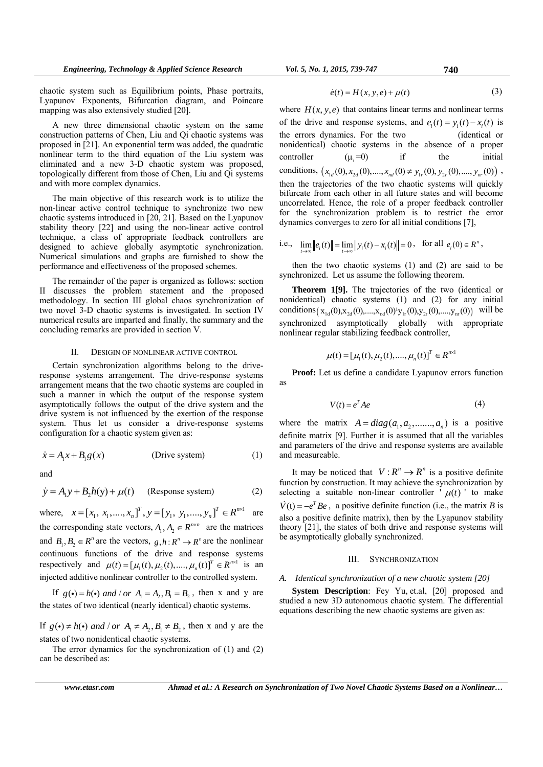chaotic system such as Equilibrium points, Phase portraits, Lyapunov Exponents, Bifurcation diagram, and Poincare mapping was also extensively studied [20].

A new three dimensional chaotic system on the same construction patterns of Chen, Liu and Qi chaotic systems was proposed in [21]. An exponential term was added, the quadratic nonlinear term to the third equation of the Liu system was eliminated and a new 3-D chaotic system was proposed, topologically different from those of Chen, Liu and Qi systems and with more complex dynamics.

The main objective of this research work is to utilize the non-linear active control technique to synchronize two new chaotic systems introduced in [20, 21]. Based on the Lyapunov stability theory [22] and using the non-linear active control technique, a class of appropriate feedback controllers are designed to achieve globally asymptotic synchronization. Numerical simulations and graphs are furnished to show the performance and effectiveness of the proposed schemes.

The remainder of the paper is organized as follows: section II discusses the problem statement and the proposed methodology. In section III global chaos synchronization of two novel 3-D chaotic systems is investigated. In section IV numerical results are imparted and finally, the summary and the concluding remarks are provided in section V.

## II. DESIGIN OF NONLINEAR ACTIVE CONTROL

Certain synchronization algorithms belong to the drive-response systems arrangement. The drive-response systems arrangement means that the two chaotic systems are coupled in such a manner in which the output of the response system asymptotically follows the output of the drive system and the drive system is not influenced by the exertion of the response system. Thus let us consider a drive-response systems configuration for a chaotic system given as:

$$\dot{x} = A_1 x + B_1 g(x) \qquad \text{(Drive system)} \tag{1}$$

and

$$\dot{y} = A_1 y + B_2 h(\mathrm{y}) + \mu(t) \qquad \text{(Response system)} \tag{2}$$

where, $x = [x_1,\ x_1, ...., x_n]^T, y = [y_1,\ y_1, ...., y_n]^T \in R^{n\times 1}$ are the corresponding state vectors, $A_1, A_2 \in R^{n\times n}$ are the matrices and $B_1, B_2 \in R^n$ are the vectors, $g, h : R^n \to R^n$ are the nonlinear continuous functions of the drive and response systems respectively and $\mu(t) = [\mu_1(t), \mu_2(t), ...., \mu_n(t)]^T \in R^{n\times 1}$ is an injected additive nonlinear controller to the controlled system.

If $g(\bullet) = h(\bullet)$ *and / or* $A_1 = A_2, B_1 = B_2$, then x and y are the states of two identical (nearly identical) chaotic systems.

If $g(\bullet) \neq h(\bullet)$ *and / or* $A_1 \neq A_2, B_1 \neq B_2$, then x and y are the states of two nonidentical chaotic systems.

The error dynamics for the synchronization of (1) and (2) can be described as:

$$\dot{e}(t) = H(x, y, e) + \mu(t) \tag{3}$$

where $H(x, y, e)$ that contains linear terms and nonlinear terms of the drive and response systems, and $e_i(t) = y_i(t) - x_i(t)$ is the errors dynamics. For the two (identical or nonidentical) chaotic systems in the absence of a proper controller ($\mu_i = 0$) if the initial conditions, $\left(x_{1d}(0), x_{2d}(0), ...., x_{nd}(0) \neq y_{1r}(0), y_{2r}(0), ...., y_{nr}(0)\right)$, then the trajectories of the two chaotic systems will quickly bifurcate from each other in all future states and will become uncorrelated. Hence, the role of a proper feedback controller for the synchronization problem is to restrict the error dynamics converges to zero for all initial conditions [7],

i.e., $\lim_{t\to\infty} \|e_i(t)\| = \lim_{t\to\infty} \|y_i(t) - x_i(t)\| = 0$, for all $e_i(0) \in R^n$,

then the two chaotic systems (1) and (2) are said to be synchronized. Let us assume the following theorem.

**Theorem 1[9].** The trajectories of the two (identical or nonidentical) chaotic systems (1) and (2) for any initial conditions $\left(x_{1d}(0), x_{2d}(0), ...., x_{nd}(0) \neq y_{1r}(0), y_{2r}(0), ...., y_{nr}(0)\right)$ will be synchronized asymptotically globally with appropriate nonlinear regular stabilizing feedback controller,

$$\mu(t) = [\mu_1(t), \mu_2(t), ...., \mu_n(t)]^T \in R^{n\times 1}$$

**Proof:** Let us define a candidate Lyapunov errors function as

$$V(t) = e^T A e \tag{4}$$

where the matrix $A = diag(a_1, a_2, ......., a_n)$ is a positive definite matrix [9]. Further it is assumed that all the variables and parameters of the drive and response systems are available and measureable.

It may be noticed that $V : R^n \to R^n$ is a positive definite function by construction. It may achieve the synchronization by selecting a suitable non-linear controller '$\mu(t)$' to make $\dot{V}(t) = -e^T B e$, a positive definite function (i.e., the matrix *B* is also a positive definite matrix), then by the Lyapunov stability theory [21], the states of both drive and response systems will be asymptotically globally synchronized.

## III. SYNCHRONIZATION

### *A. Identical synchronization of a new chaotic system [20]*

**System Description**: Fey Yu, et.al, [20] proposed and studied a new 3D autonomous chaotic system. The differential equations describing the new chaotic systems are given as: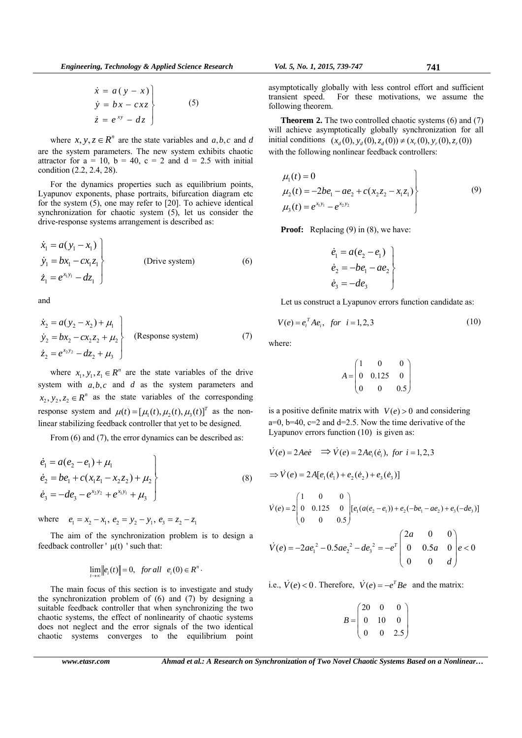$$
\left.\begin{aligned}
\dot{x} &= a(y - x) \\
\dot{y} &= bx - cxz \\
\dot{z} &= e^{xy} - dz
\end{aligned}\right\} \tag{5}
$$

where $x, y, z \in R^n$ are the state variables and $a, b, c$ and $d$ are the system parameters. The new system exhibits chaotic attractor for a = 10, b = 40, c = 2 and d = 2.5 with initial condition (2.2, 2.4, 28).

For the dynamics properties such as equilibrium points, Lyapunov exponents, phase portraits, bifurcation diagram etc for the system (5), one may refer to [20]. To achieve identical synchronization for chaotic system (5), let us consider the drive-response systems arrangement is described as:

$$
\left.\begin{aligned}
\dot{x}_1 &= a(y_1 - x_1) \\
\dot{y}_1 &= bx_1 - cx_1 z_1 \\
\dot{z}_1 &= e^{x_1 y_1} - dz_1
\end{aligned}\right\} \qquad \text{(Drive system)} \tag{6}
$$

and

$$
\left.\begin{aligned}
\dot{x}_2 &= a(y_2 - x_2) + \mu_1 \\
\dot{y}_2 &= bx_2 - cx_2 z_2 + \mu_2 \\
\dot{z}_2 &= e^{x_2 y_2} - dz_2 + \mu_3
\end{aligned}\right\} \qquad \text{(Response system)} \tag{7}
$$

where $x_1, y_1, z_1 \in R^n$ are the state variables of the drive system with $a, b, c$ and $d$ as the system parameters and $x_2, y_2, z_2 \in R^n$ as the state variables of the corresponding response system and $\mu(t) = [\mu_1(t), \mu_2(t), \mu_3(t)]^T$ as the non-linear stabilizing feedback controller that yet to be designed.

From (6) and (7), the error dynamics can be described as:

$$
\left.\begin{aligned}
\dot{e}_1 &= a(e_2 - e_1) + \mu_1 \\
\dot{e}_2 &= be_1 + c(x_1 z_1 - x_2 z_2) + \mu_2 \\
\dot{e}_3 &= -de_3 - e^{x_2 y_2} + e^{x_1 y_1} + \mu_3
\end{aligned}\right\} \tag{8}
$$

where $e_1 = x_2 - x_1,\ e_2 = y_2 - y_1,\ e_3 = z_2 - z_1$

The aim of the synchronization problem is to design a feedback controller ' μ(t) ' such that:

$$
\lim_{t \to \infty} \| e_i(t) \| = 0, \quad for\ all \quad e_i(0) \in R^n .
$$

The main focus of this section is to investigate and study the synchronization problem of (6) and (7) by designing a suitable feedback controller that when synchronizing the two chaotic systems, the effect of nonlinearity of chaotic systems does not neglect and the error signals of the two identical chaotic systems converges to the equilibrium point asymptotically globally with less control effort and sufficient transient speed. For these motivations, we assume the following theorem.

**Theorem 2.** The two controlled chaotic systems (6) and (7) will achieve asymptotically globally synchronization for all initial conditions $(x_d(0), y_d(0), z_d(0)) \neq (x_r(0), y_r(0), z_r(0))$ with the following nonlinear feedback controllers:

$$
\left.\begin{aligned}
\mu_1(t) &= 0 \\
\mu_2(t) &= -2be_1 - ae_2 + c(x_2 z_2 - x_1 z_1) \\
\mu_3(t) &= e^{x_1 y_1} - e^{x_2 y_2}
\end{aligned}\right\} \tag{9}
$$

**Proof:** Replacing (9) in (8), we have:

$$
\left.\begin{aligned}
\dot{e}_1 &= a(e_2 - e_1) \\
\dot{e}_2 &= -be_1 - ae_2 \\
\dot{e}_3 &= -de_3
\end{aligned}\right\}
$$

Let us construct a Lyapunov errors function candidate as:

$$
V(e) = e_i^T A e_i, \quad for \quad i = 1, 2, 3 \tag{10}
$$

where:

$$
A = \begin{pmatrix} 1 & 0 & 0 \\ 0 & 0.125 & 0 \\ 0 & 0 & 0.5 \end{pmatrix}
$$

is a positive definite matrix with $V(e) > 0$ and considering a=0, b=40, c=2 and d=2.5. Now the time derivative of the Lyapunov errors function (10) is given as:

$$
\dot{V}(e) = 2Ae\dot{e} \quad \Rightarrow \dot{V}(e) = 2Ae_i(\dot{e}_i), \ for \ i = 1, 2, 3
$$

$$
\Rightarrow \dot{V}(e) = 2A[e_1(\dot{e}_1) + e_2(\dot{e}_2) + e_3(\dot{e}_3)]
$$

$$
\dot{V}(e) = 2 \begin{pmatrix} 1 & 0 & 0 \\ 0 & 0.125 & 0 \\ 0 & 0 & 0.5 \end{pmatrix} [e_1(a(e_2 - e_1)) + e_2(-be_1 - ae_2) + e_3(-de_3)]
$$

$$
\dot{V}(e) = -2ae_1^2 - 0.5ae_2^2 - de_3^2 = -e^T \begin{pmatrix} 2a & 0 & 0 \\ 0 & 0.5a & 0 \\ 0 & 0 & d \end{pmatrix} e < 0
$$

i.e., $\dot{V}(e) < 0$. Therefore, $\dot{V}(e) = -e^T B e$ and the matrix:

$$
B = \begin{pmatrix} 20 & 0 & 0 \\ 0 & 10 & 0 \\ 0 & 0 & 2.5 \end{pmatrix}
$$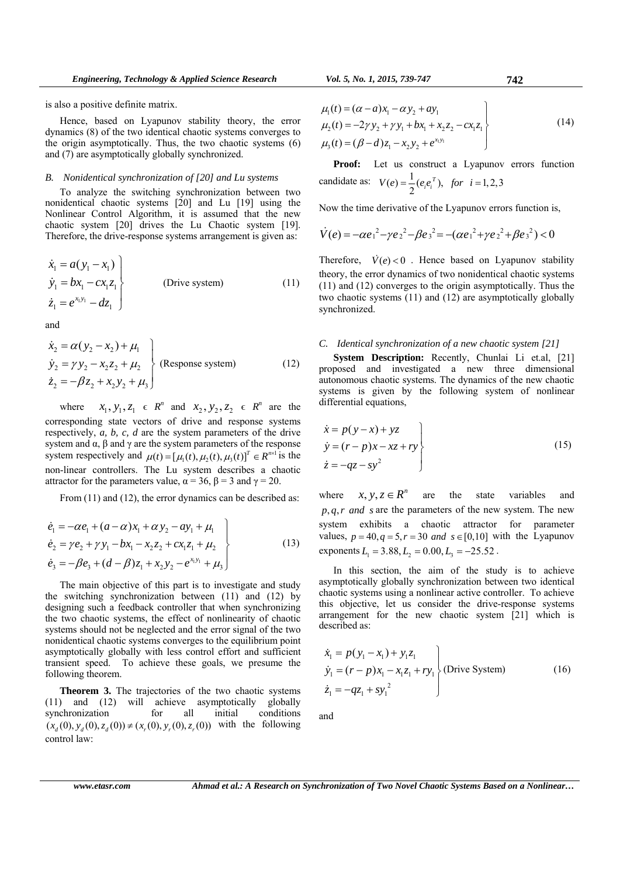is also a positive definite matrix.

Hence, based on Lyapunov stability theory, the error dynamics (8) of the two identical chaotic systems converges to the origin asymptotically. Thus, the two chaotic systems (6) and (7) are asymptotically globally synchronized.

### *B. Nonidentical synchronization of [20] and Lu systems*

To analyze the switching synchronization between two nonidentical chaotic systems [20] and Lu [19] using the Nonlinear Control Algorithm, it is assumed that the new chaotic system [20] drives the Lu Chaotic system [19]. Therefore, the drive-response systems arrangement is given as:

$$\left.\begin{aligned} \dot{x}_1 &= a(y_1 - x_1) \\ \dot{y}_1 &= bx_1 - cx_1 z_1 \\ \dot{z}_1 &= e^{x_1 y_1} - dz_1 \end{aligned}\right\} \quad \text{(Drive system)} \tag{11}$$

and

$$\left.\begin{aligned} \dot{x}_2 &= \alpha(y_2 - x_2) + \mu_1 \\ \dot{y}_2 &= \gamma y_2 - x_2 z_2 + \mu_2 \\ \dot{z}_2 &= -\beta z_2 + x_2 y_2 + \mu_3 \end{aligned}\right\} \quad \text{(Response system)} \tag{12}$$

where $x_1, y_1, z_1 \in R^n$ and $x_2, y_2, z_2 \in R^n$ are the corresponding state vectors of drive and response systems respectively, *a, b, c, d* are the system parameters of the drive system and α, β and γ are the system parameters of the response system respectively and $\mu(t) = [\mu_1(t), \mu_2(t), \mu_3(t)]^T \in R^{n\times 1}$ is the non-linear controllers. The Lu system describes a chaotic attractor for the parameters value, α = 36, β = 3 and γ = 20.

From (11) and (12), the error dynamics can be described as:

$$\left.\begin{aligned} \dot{e}_1 &= -\alpha e_1 + (a-\alpha)x_1 + \alpha y_2 - a y_1 + \mu_1 \\ \dot{e}_2 &= \gamma e_2 + \gamma y_1 - b x_1 - x_2 z_2 + c x_1 z_1 + \mu_2 \\ \dot{e}_3 &= -\beta e_3 + (d-\beta) z_1 + x_2 y_2 - e^{x_1 y_1} + \mu_3 \end{aligned}\right\} \tag{13}$$

The main objective of this part is to investigate and study the switching synchronization between (11) and (12) by designing such a feedback controller that when synchronizing the two chaotic systems, the effect of nonlinearity of chaotic systems should not be neglected and the error signal of the two nonidentical chaotic systems converges to the equilibrium point asymptotically globally with less control effort and sufficient transient speed. To achieve these goals, we presume the following theorem.

**Theorem 3.** The trajectories of the two chaotic systems (11) and (12) will achieve asymptotically globally synchronization for all initial conditions $(x_d(0), y_d(0), z_d(0)) \neq (x_r(0), y_r(0), z_r(0))$ with the following control law:

$$\left.\begin{aligned} \mu_1(t) &= (\alpha - a)x_1 - \alpha y_2 + a y_1 \\ \mu_2(t) &= -2\gamma y_2 + \gamma y_1 + b x_1 + x_2 z_2 - c x_1 z_1 \\ \mu_3(t) &= (\beta - d) z_1 - x_2 y_2 + e^{x_1 y_1} \end{aligned}\right\} \tag{14}$$

**Proof:** Let us construct a Lyapunov errors function candidate as: $V(e) = \frac{1}{2}(e_i e_i^T), \quad for \quad i = 1,2,3$

Now the time derivative of the Lyapunov errors function is,

$$\dot{V}(e) = -\alpha e_1^2 - \gamma e_2^2 - \beta e_3^2 = -(\alpha e_1^2 + \gamma e_2^2 + \beta e_3^2) < 0$$

Therefore, $\dot{V}(e) < 0$ . Hence based on Lyapunov stability theory, the error dynamics of two nonidentical chaotic systems (11) and (12) converges to the origin asymptotically. Thus the two chaotic systems (11) and (12) are asymptotically globally synchronized.

### *C. Identical synchronization of a new chaotic system [21]*

**System Description:** Recently, Chunlai Li et.al, [21] proposed and investigated a new three dimensional autonomous chaotic systems. The dynamics of the new chaotic systems is given by the following system of nonlinear differential equations,

$$\left.\begin{aligned} \dot{x} &= p(y - x) + yz \\ \dot{y} &= (r - p)x - xz + ry \\ \dot{z} &= -qz - sy^2 \end{aligned}\right\} \tag{15}$$

where $x, y, z \in R^n$ are the state variables and $p, q, r$ *and* $s$ are the parameters of the new system. The new system exhibits a chaotic attractor for parameter values, $p = 40, q = 5, r = 30$ *and* $s \in [0,10]$ with the Lyapunov exponents $L_1 = 3.88, L_2 = 0.00, L_3 = -25.52$ .

In this section, the aim of the study is to achieve asymptotically globally synchronization between two identical chaotic systems using a nonlinear active controller. To achieve this objective, let us consider the drive-response systems arrangement for the new chaotic system [21] which is described as:

$$\left.\begin{aligned} \dot{x}_1 &= p(y_1 - x_1) + y_1 z_1 \\ \dot{y}_1 &= (r - p)x_1 - x_1 z_1 + r y_1 \\ \dot{z}_1 &= -q z_1 + s y_1^2 \end{aligned}\right\} \text{(Drive System)} \tag{16}$$

and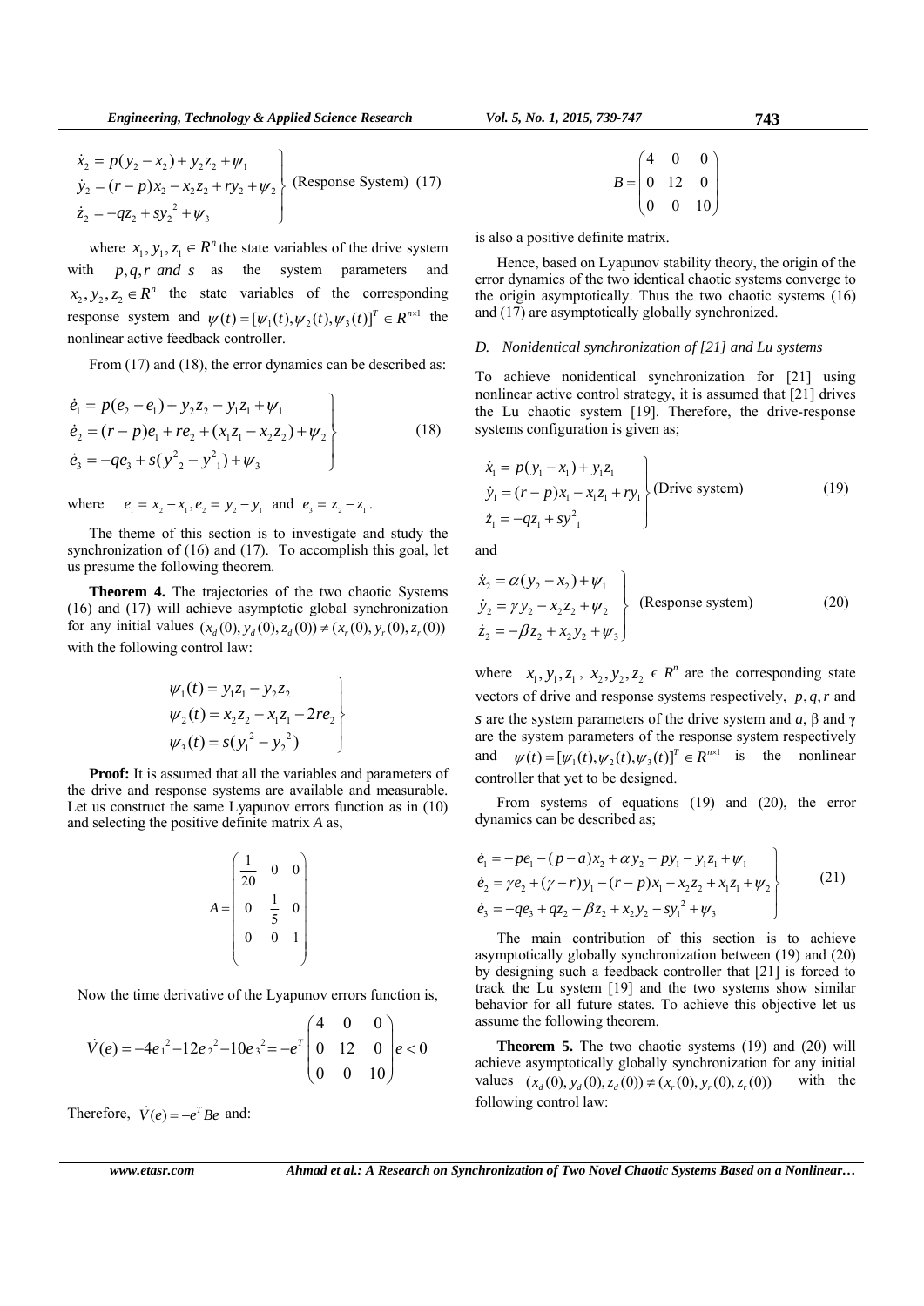$$
\left.\begin{aligned}
\dot{x}_2 &= p(y_2 - x_2) + y_2 z_2 + \psi_1 \\
\dot{y}_2 &= (r-p)x_2 - x_2 z_2 + r y_2 + \psi_2 \\
\dot{z}_2 &= -q z_2 + s {y_2}^2 + \psi_3
\end{aligned}\right\} \text{(Response System)} \quad (17)
$$

where $x_1, y_1, z_1 \in R^n$ the state variables of the drive system with $p, q, r$ *and* $s$ as the system parameters and $x_2, y_2, z_2 \in R^n$ the state variables of the corresponding response system and $\psi(t) = [\psi_1(t), \psi_2(t), \psi_3(t)]^T \in R^{n \times 1}$ the nonlinear active feedback controller.

From (17) and (18), the error dynamics can be described as:

$$
\left.\begin{aligned}
\dot{e}_1 &= p(e_2 - e_1) + y_2 z_2 - y_1 z_1 + \psi_1 \\
\dot{e}_2 &= (r-p)e_1 + r e_2 + (x_1 z_1 - x_2 z_2) + \psi_2 \\
\dot{e}_3 &= -q e_3 + s({y^2}_2 - {y^2}_1) + \psi_3
\end{aligned}\right\} \quad (18)
$$

where $e_1 = x_2 - x_1, e_2 = y_2 - y_1$ and $e_3 = z_2 - z_1$.

The theme of this section is to investigate and study the synchronization of (16) and (17). To accomplish this goal, let us presume the following theorem.

**Theorem 4.** The trajectories of the two chaotic Systems (16) and (17) will achieve asymptotic global synchronization for any initial values $(x_d(0), y_d(0), z_d(0)) \neq (x_r(0), y_r(0), z_r(0))$ with the following control law:

$$
\left.\begin{aligned}
\psi_1(t) &= y_1 z_1 - y_2 z_2 \\
\psi_2(t) &= x_2 z_2 - x_1 z_1 - 2 r e_2 \\
\psi_3(t) &= s({y_1}^2 - {y_2}^2)
\end{aligned}\right\}
$$

**Proof:** It is assumed that all the variables and parameters of the drive and response systems are available and measurable. Let us construct the same Lyapunov errors function as in (10) and selecting the positive definite matrix $A$ as,

$$
A = \begin{pmatrix} \frac{1}{20} & 0 & 0 \\ 0 & \frac{1}{5} & 0 \\ 0 & 0 & 1 \end{pmatrix}
$$

Now the time derivative of the Lyapunov errors function is,

$$
\dot{V}(e) = -4{e_1}^2 - 12{e_2}^2 - 10{e_3}^2 = -e^T \begin{pmatrix} 4 & 0 & 0 \\ 0 & 12 & 0 \\ 0 & 0 & 10 \end{pmatrix} e < 0
$$

Therefore, $\dot{V}(e) = -e^T B e$ and:

$$
B = \begin{pmatrix} 4 & 0 & 0 \\ 0 & 12 & 0 \\ 0 & 0 & 10 \end{pmatrix}
$$

is also a positive definite matrix.

Hence, based on Lyapunov stability theory, the origin of the error dynamics of the two identical chaotic systems converge to the origin asymptotically. Thus the two chaotic systems (16) and (17) are asymptotically globally synchronized.

### D. Nonidentical synchronization of [21] and Lu systems

To achieve nonidentical synchronization for [21] using nonlinear active control strategy, it is assumed that [21] drives the Lu chaotic system [19]. Therefore, the drive-response systems configuration is given as;

$$
\left.\begin{aligned}
\dot{x}_1 &= p(y_1 - x_1) + y_1 z_1 \\
\dot{y}_1 &= (r-p)x_1 - x_1 z_1 + r y_1 \\
\dot{z}_1 &= -q z_1 + s {y^2}_1
\end{aligned}\right\} \text{(Drive system)} \quad (19)
$$

and

$$
\left.\begin{aligned}
\dot{x}_2 &= \alpha(y_2 - x_2) + \psi_1 \\
\dot{y}_2 &= \gamma y_2 - x_2 z_2 + \psi_2 \\
\dot{z}_2 &= -\beta z_2 + x_2 y_2 + \psi_3
\end{aligned}\right\} \text{(Response system)} \quad (20)
$$

where $x_1, y_1, z_1$, $x_2, y_2, z_2 \in R^n$ are the corresponding state vectors of drive and response systems respectively, $p, q, r$ and $s$ are the system parameters of the drive system and $a$, $\beta$ and $\gamma$ are the system parameters of the response system respectively and $\psi(t) = [\psi_1(t), \psi_2(t), \psi_3(t)]^T \in R^{n \times 1}$ is the nonlinear controller that yet to be designed.

From systems of equations (19) and (20), the error dynamics can be described as;

$$
\left.\begin{aligned}
\dot{e}_1 &= -p e_1 - (p-a)x_2 + \alpha y_2 - p y_1 - y_1 z_1 + \psi_1 \\
\dot{e}_2 &= \gamma e_2 + (\gamma - r)y_1 - (r-p)x_1 - x_2 z_2 + x_1 z_1 + \psi_2 \\
\dot{e}_3 &= -q e_3 + q z_2 - \beta z_2 + x_2 y_2 - s{y_1}^2 + \psi_3
\end{aligned}\right\} \quad (21)
$$

The main contribution of this section is to achieve asymptotically globally synchronization between (19) and (20) by designing such a feedback controller that [21] is forced to track the Lu system [19] and the two systems show similar behavior for all future states. To achieve this objective let us assume the following theorem.

**Theorem 5.** The two chaotic systems (19) and (20) will achieve asymptotically globally synchronization for any initial values $(x_d(0), y_d(0), z_d(0)) \neq (x_r(0), y_r(0), z_r(0))$ with the following control law: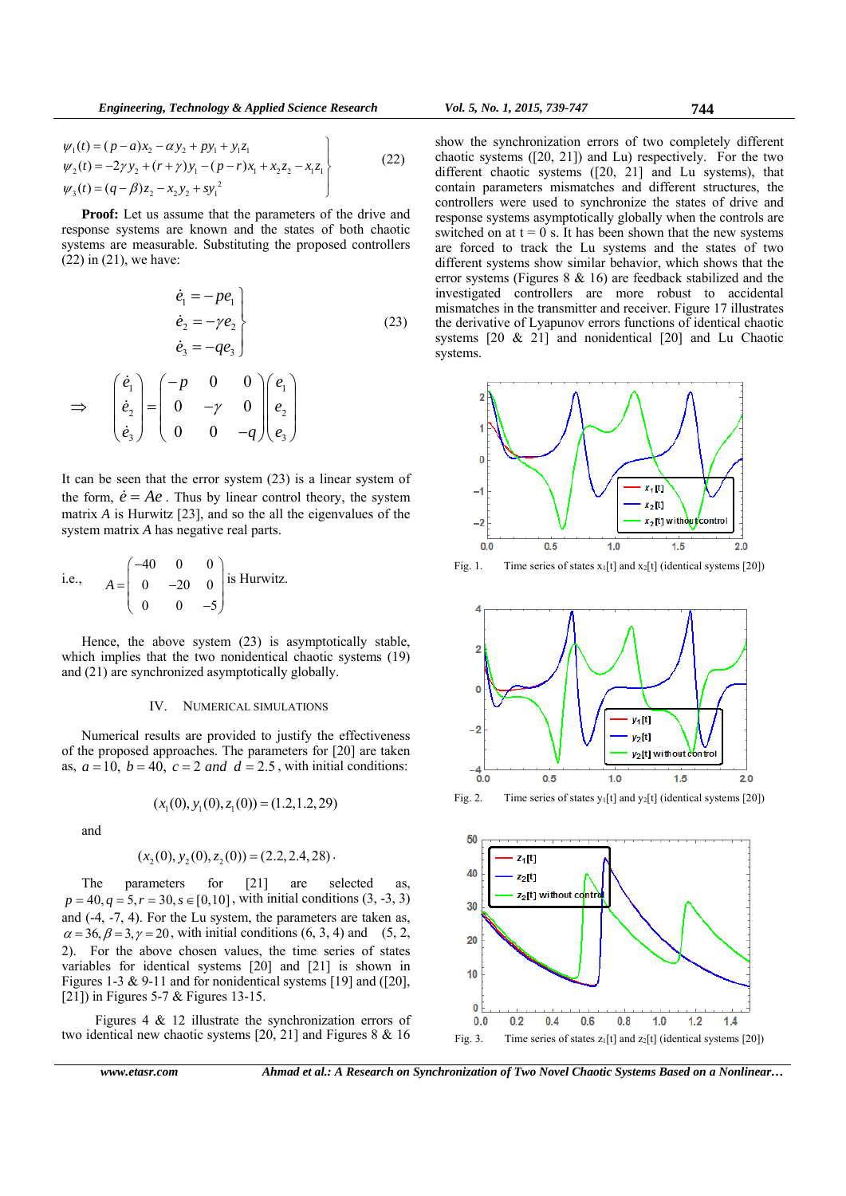$$\left.\begin{aligned}
\psi_1(t) &= (p-a)x_2 - \alpha y_2 + p y_1 + y_1 z_1 \\
\psi_2(t) &= -2\gamma y_2 + (r+\gamma)y_1 - (p-r)x_1 + x_2 z_2 - x_1 z_1 \\
\psi_3(t) &= (q-\beta)z_2 - x_2 y_2 + s y_1^2
\end{aligned}\right\} \quad (22)$$

**Proof:** Let us assume that the parameters of the drive and response systems are known and the states of both chaotic systems are measurable. Substituting the proposed controllers (22) in (21), we have:

$$\left.\begin{aligned}
\dot{e}_1 &= -p e_1 \\
\dot{e}_2 &= -\gamma e_2 \\
\dot{e}_3 &= -q e_3
\end{aligned}\right\} \quad (23)$$

$$\Rightarrow \quad \begin{pmatrix} \dot{e}_1 \\ \dot{e}_2 \\ \dot{e}_3 \end{pmatrix} = \begin{pmatrix} -p & 0 & 0 \\ 0 & -\gamma & 0 \\ 0 & 0 & -q \end{pmatrix} \begin{pmatrix} e_1 \\ e_2 \\ e_3 \end{pmatrix}$$

It can be seen that the error system (23) is a linear system of the form, $\dot{e} = Ae$. Thus by linear control theory, the system matrix A is Hurwitz [23], and so the all the eigenvalues of the system matrix A has negative real parts.

i.e., $A = \begin{pmatrix} -40 & 0 & 0 \\ 0 & -20 & 0 \\ 0 & 0 & -5 \end{pmatrix}$ is Hurwitz.

Hence, the above system (23) is asymptotically stable, which implies that the two nonidentical chaotic systems (19) and (21) are synchronized asymptotically globally.

## IV. Numerical Simulations

Numerical results are provided to justify the effectiveness of the proposed approaches. The parameters for [20] are taken as, $a = 10$, $b = 40$, $c = 2$ and $d = 2.5$, with initial conditions:

$$(x_1(0), y_1(0), z_1(0)) = (1.2, 1.2, 29)$$

and

$$(x_2(0), y_2(0), z_2(0)) = (2.2, 2.4, 28).$$

The parameters for [21] are selected as, $p = 40, q = 5, r = 30, s \in [0,10]$, with initial conditions (3, -3, 3) and (-4, -7, 4). For the Lu system, the parameters are taken as, $\alpha = 36, \beta = 3, \gamma = 20$, with initial conditions (6, 3, 4) and (5, 2, 2). For the above chosen values, the time series of states variables for identical systems [20] and [21] is shown in Figures 1-3 & 9-11 and for nonidentical systems [19] and ([20], [21]) in Figures 5-7 & Figures 13-15.

Figures 4 & 12 illustrate the synchronization errors of two identical new chaotic systems [20, 21] and Figures 8 & 16 show the synchronization errors of two completely different chaotic systems ([20, 21]) and Lu) respectively. For the two different chaotic systems ([20, 21] and Lu systems), that contain parameters mismatches and different structures, the controllers were used to synchronize the states of drive and response systems asymptotically globally when the controls are switched on at t = 0 s. It has been shown that the new systems are forced to track the Lu systems and the states of two different systems show similar behavior, which shows that the error systems (Figures 8 & 16) are feedback stabilized and the investigated controllers are more robust to accidental mismatches in the transmitter and receiver. Figure 17 illustrates the derivative of Lyapunov errors functions of identical chaotic systems [20 & 21] and nonidentical [20] and Lu Chaotic systems.

Fig. 1. Time series of states $x_1$[t] and $x_2$[t] (identical systems [20])

Fig. 2. Time series of states $y_1$[t] and $y_2$[t] (identical systems [20])

Fig. 3. Time series of states $z_1$[t] and $z_2$[t] (identical systems [20])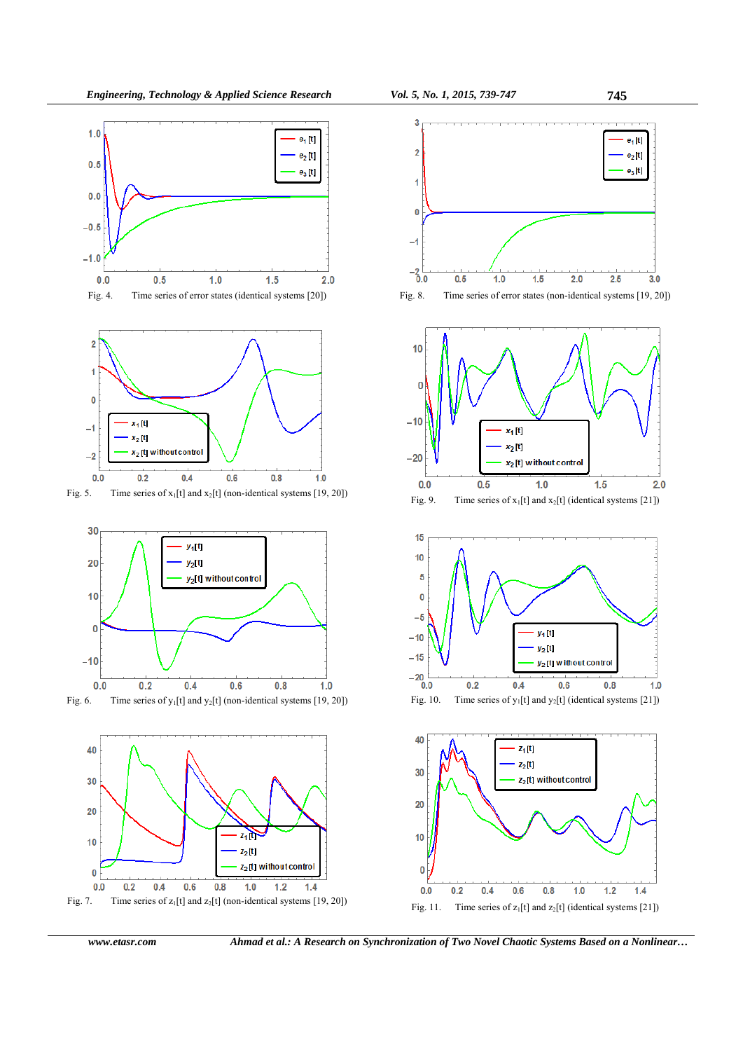Fig. 4. Time series of error states (identical systems [20])

Fig. 5. Time series of $x_1[t]$ and $x_2[t]$ (non-identical systems [19, 20])

Fig. 6. Time series of $y_1[t]$ and $y_2[t]$ (non-identical systems [19, 20])

Fig. 7. Time series of $z_1[t]$ and $z_2[t]$ (non-identical systems [19, 20])

Fig. 8. Time series of error states (non-identical systems [19, 20])

Fig. 9. Time series of $x_1[t]$ and $x_2[t]$ (identical systems [21])

Fig. 10. Time series of $y_1[t]$ and $y_2[t]$ (identical systems [21])

Fig. 11. Time series of $z_1[t]$ and $z_2[t]$ (identical systems [21])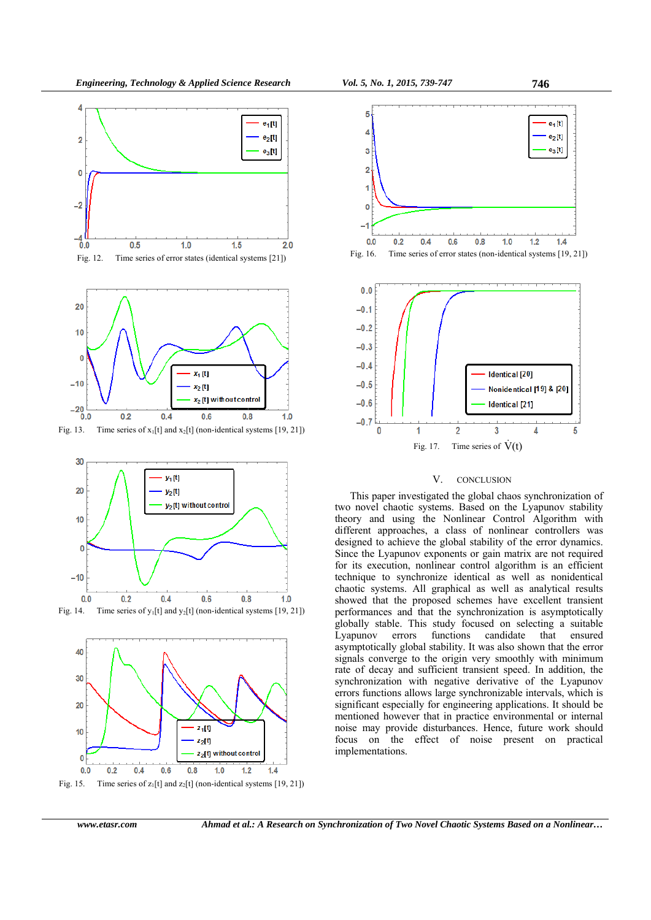Fig. 12. Time series of error states (identical systems [21])

Fig. 13. Time series of $x_1[t]$ and $x_2[t]$ (non-identical systems [19, 21])

Fig. 14. Time series of $y_1[t]$ and $y_2[t]$ (non-identical systems [19, 21])

Fig. 15. Time series of $z_1[t]$ and $z_2[t]$ (non-identical systems [19, 21])

Fig. 16. Time series of error states (non-identical systems [19, 21])

Fig. 17. Time series of $\dot{V}(t)$

## V. CONCLUSION

This paper investigated the global chaos synchronization of two novel chaotic systems. Based on the Lyapunov stability theory and using the Nonlinear Control Algorithm with different approaches, a class of nonlinear controllers was designed to achieve the global stability of the error dynamics. Since the Lyapunov exponents or gain matrix are not required for its execution, nonlinear control algorithm is an efficient technique to synchronize identical as well as nonidentical chaotic systems. All graphical as well as analytical results showed that the proposed schemes have excellent transient performances and that the synchronization is asymptotically globally stable. This study focused on selecting a suitable Lyapunov errors functions candidate that ensured asymptotically global stability. It was also shown that the error signals converge to the origin very smoothly with minimum rate of decay and sufficient transient speed. In addition, the synchronization with negative derivative of the Lyapunov errors functions allows large synchronizable intervals, which is significant especially for engineering applications. It should be mentioned however that in practice environmental or internal noise may provide disturbances. Hence, future work should focus on the effect of noise present on practical implementations.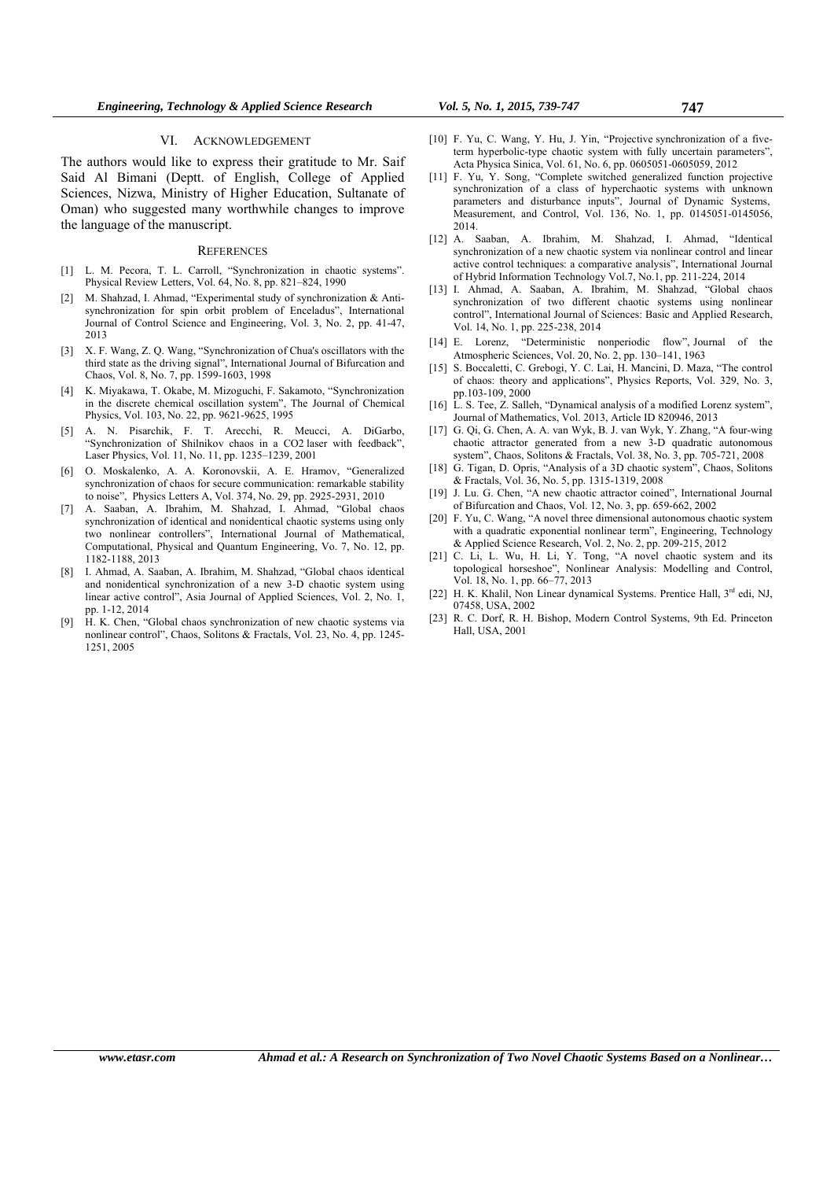## VI. ACKNOWLEDGEMENT

The authors would like to express their gratitude to Mr. Saif Said Al Bimani (Deptt. of English, College of Applied Sciences, Nizwa, Ministry of Higher Education, Sultanate of Oman) who suggested many worthwhile changes to improve the language of the manuscript.

## REFERENCES

[1] L. M. Pecora, T. L. Carroll, "Synchronization in chaotic systems". Physical Review Letters, Vol. 64, No. 8, pp. 821–824, 1990

[2] M. Shahzad, I. Ahmad, "Experimental study of synchronization & Anti-synchronization for spin orbit problem of Enceladus", International Journal of Control Science and Engineering, Vol. 3, No. 2, pp. 41-47, 2013

[3] X. F. Wang, Z. Q. Wang, "Synchronization of Chua's oscillators with the third state as the driving signal", International Journal of Bifurcation and Chaos, Vol. 8, No. 7, pp. 1599-1603, 1998

[4] K. Miyakawa, T. Okabe, M. Mizoguchi, F. Sakamoto, "Synchronization in the discrete chemical oscillation system", The Journal of Chemical Physics, Vol. 103, No. 22, pp. 9621-9625, 1995

[5] A. N. Pisarchik, F. T. Arecchi, R. Meucci, A. DiGarbo, "Synchronization of Shilnikov chaos in a CO2 laser with feedback", Laser Physics, Vol. 11, No. 11, pp. 1235–1239, 2001

[6] O. Moskalenko, A. A. Koronovskii, A. E. Hramov, "Generalized synchronization of chaos for secure communication: remarkable stability to noise", Physics Letters A, Vol. 374, No. 29, pp. 2925-2931, 2010

[7] A. Saaban, A. Ibrahim, M. Shahzad, I. Ahmad, "Global chaos synchronization of identical and nonidentical chaotic systems using only two nonlinear controllers", International Journal of Mathematical, Computational, Physical and Quantum Engineering, Vo. 7, No. 12, pp. 1182-1188, 2013

[8] I. Ahmad, A. Saaban, A. Ibrahim, M. Shahzad, "Global chaos identical and nonidentical synchronization of a new 3-D chaotic system using linear active control", Asia Journal of Applied Sciences, Vol. 2, No. 1, pp. 1-12, 2014

[9] H. K. Chen, "Global chaos synchronization of new chaotic systems via nonlinear control", Chaos, Solitons & Fractals, Vol. 23, No. 4, pp. 1245-1251, 2005

[10] F. Yu, C. Wang, Y. Hu, J. Yin, "Projective synchronization of a five-term hyperbolic-type chaotic system with fully uncertain parameters", Acta Physica Sinica, Vol. 61, No. 6, pp. 0605051-0605059, 2012

[11] F. Yu, Y. Song, "Complete switched generalized function projective synchronization of a class of hyperchaotic systems with unknown parameters and disturbance inputs", Journal of Dynamic Systems, Measurement, and Control, Vol. 136, No. 1, pp. 0145051-0145056, 2014.

[12] A. Saaban, A. Ibrahim, M. Shahzad, I. Ahmad, "Identical synchronization of a new chaotic system via nonlinear control and linear active control techniques: a comparative analysis", International Journal of Hybrid Information Technology Vol.7, No.1, pp. 211-224, 2014

[13] I. Ahmad, A. Saaban, A. Ibrahim, M. Shahzad, "Global chaos synchronization of two different chaotic systems using nonlinear control", International Journal of Sciences: Basic and Applied Research, Vol. 14, No. 1, pp. 225-238, 2014

[14] E. Lorenz, "Deterministic nonperiodic flow", Journal of the Atmospheric Sciences, Vol. 20, No. 2, pp. 130–141, 1963

[15] S. Boccaletti, C. Grebogi, Y. C. Lai, H. Mancini, D. Maza, "The control of chaos: theory and applications", Physics Reports, Vol. 329, No. 3, pp.103-109, 2000

[16] L. S. Tee, Z. Salleh, "Dynamical analysis of a modified Lorenz system", Journal of Mathematics, Vol. 2013, Article ID 820946, 2013

[17] G. Qi, G. Chen, A. A. van Wyk, B. J. van Wyk, Y. Zhang, "A four-wing chaotic attractor generated from a new 3-D quadratic autonomous system", Chaos, Solitons & Fractals, Vol. 38, No. 3, pp. 705-721, 2008

[18] G. Tigan, D. Opris, "Analysis of a 3D chaotic system", Chaos, Solitons & Fractals, Vol. 36, No. 5, pp. 1315-1319, 2008

[19] J. Lu. G. Chen, "A new chaotic attractor coined", International Journal of Bifurcation and Chaos, Vol. 12, No. 3, pp. 659-662, 2002

[20] F. Yu, C. Wang, "A novel three dimensional autonomous chaotic system with a quadratic exponential nonlinear term", Engineering, Technology & Applied Science Research, Vol. 2, No. 2, pp. 209-215, 2012

[21] C. Li, L. Wu, H. Li, Y. Tong, "A novel chaotic system and its topological horseshoe", Nonlinear Analysis: Modelling and Control, Vol. 18, No. 1, pp. 66–77, 2013

[22] H. K. Khalil, Non Linear dynamical Systems. Prentice Hall, 3rd edi, NJ, 07458, USA, 2002

[23] R. C. Dorf, R. H. Bishop, Modern Control Systems, 9th Ed. Princeton Hall, USA, 2001